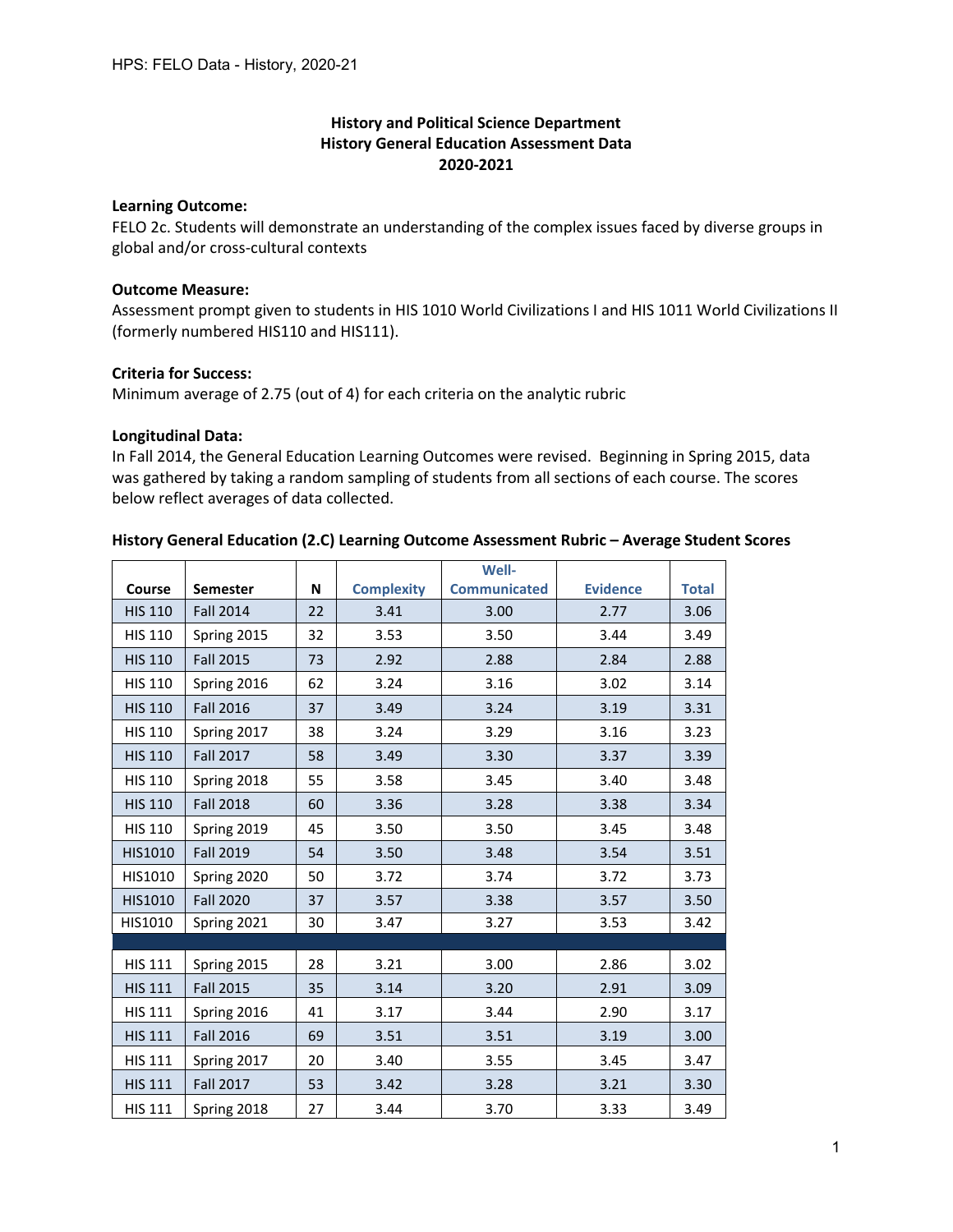**History and Political Science Department**
**History General Education Assessment Data**
**2020-2021**

**Learning Outcome:**
FELO 2c. Students will demonstrate an understanding of the complex issues faced by diverse groups in global and/or cross-cultural contexts

**Outcome Measure:**
Assessment prompt given to students in HIS 1010 World Civilizations I and HIS 1011 World Civilizations II (formerly numbered HIS110 and HIS111).

**Criteria for Success:**
Minimum average of 2.75 (out of 4) for each criteria on the analytic rubric

**Longitudinal Data:**
In Fall 2014, the General Education Learning Outcomes were revised. Beginning in Spring 2015, data was gathered by taking a random sampling of students from all sections of each course. The scores below reflect averages of data collected.

**History General Education (2.C) Learning Outcome Assessment Rubric – Average Student Scores**

| Course | Semester | N | Complexity | Well-Communicated | Evidence | Total |
|---|---|---|---|---|---|---|
| HIS 110 | Fall 2014 | 22 | 3.41 | 3.00 | 2.77 | 3.06 |
| HIS 110 | Spring 2015 | 32 | 3.53 | 3.50 | 3.44 | 3.49 |
| HIS 110 | Fall 2015 | 73 | 2.92 | 2.88 | 2.84 | 2.88 |
| HIS 110 | Spring 2016 | 62 | 3.24 | 3.16 | 3.02 | 3.14 |
| HIS 110 | Fall 2016 | 37 | 3.49 | 3.24 | 3.19 | 3.31 |
| HIS 110 | Spring 2017 | 38 | 3.24 | 3.29 | 3.16 | 3.23 |
| HIS 110 | Fall 2017 | 58 | 3.49 | 3.30 | 3.37 | 3.39 |
| HIS 110 | Spring 2018 | 55 | 3.58 | 3.45 | 3.40 | 3.48 |
| HIS 110 | Fall 2018 | 60 | 3.36 | 3.28 | 3.38 | 3.34 |
| HIS 110 | Spring 2019 | 45 | 3.50 | 3.50 | 3.45 | 3.48 |
| HIS1010 | Fall 2019 | 54 | 3.50 | 3.48 | 3.54 | 3.51 |
| HIS1010 | Spring 2020 | 50 | 3.72 | 3.74 | 3.72 | 3.73 |
| HIS1010 | Fall 2020 | 37 | 3.57 | 3.38 | 3.57 | 3.50 |
| HIS1010 | Spring 2021 | 30 | 3.47 | 3.27 | 3.53 | 3.42 |
| | | | | | | |
| HIS 111 | Spring 2015 | 28 | 3.21 | 3.00 | 2.86 | 3.02 |
| HIS 111 | Fall 2015 | 35 | 3.14 | 3.20 | 2.91 | 3.09 |
| HIS 111 | Spring 2016 | 41 | 3.17 | 3.44 | 2.90 | 3.17 |
| HIS 111 | Fall 2016 | 69 | 3.51 | 3.51 | 3.19 | 3.00 |
| HIS 111 | Spring 2017 | 20 | 3.40 | 3.55 | 3.45 | 3.47 |
| HIS 111 | Fall 2017 | 53 | 3.42 | 3.28 | 3.21 | 3.30 |
| HIS 111 | Spring 2018 | 27 | 3.44 | 3.70 | 3.33 | 3.49 |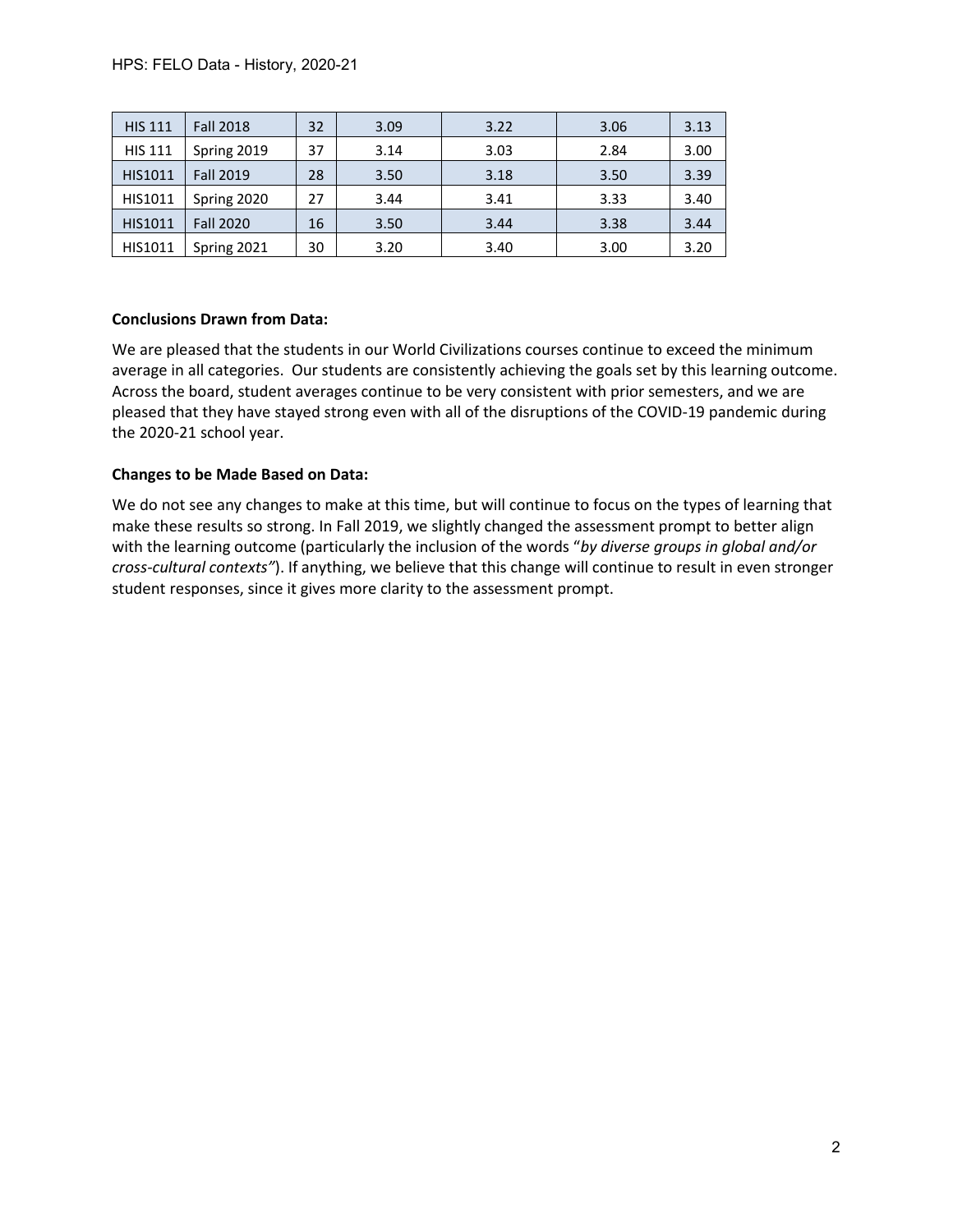| HIS 111 | Fall 2018 | 32 | 3.09 | 3.22 | 3.06 | 3.13 |
|---|---|---|---|---|---|---|
| HIS 111 | Spring 2019 | 37 | 3.14 | 3.03 | 2.84 | 3.00 |
| HIS1011 | Fall 2019 | 28 | 3.50 | 3.18 | 3.50 | 3.39 |
| HIS1011 | Spring 2020 | 27 | 3.44 | 3.41 | 3.33 | 3.40 |
| HIS1011 | Fall 2020 | 16 | 3.50 | 3.44 | 3.38 | 3.44 |
| HIS1011 | Spring 2021 | 30 | 3.20 | 3.40 | 3.00 | 3.20 |

**Conclusions Drawn from Data:**

We are pleased that the students in our World Civilizations courses continue to exceed the minimum average in all categories. Our students are consistently achieving the goals set by this learning outcome. Across the board, student averages continue to be very consistent with prior semesters, and we are pleased that they have stayed strong even with all of the disruptions of the COVID-19 pandemic during the 2020-21 school year.

**Changes to be Made Based on Data:**

We do not see any changes to make at this time, but will continue to focus on the types of learning that make these results so strong. In Fall 2019, we slightly changed the assessment prompt to better align with the learning outcome (particularly the inclusion of the words "*by diverse groups in global and/or cross-cultural contexts"*). If anything, we believe that this change will continue to result in even stronger student responses, since it gives more clarity to the assessment prompt.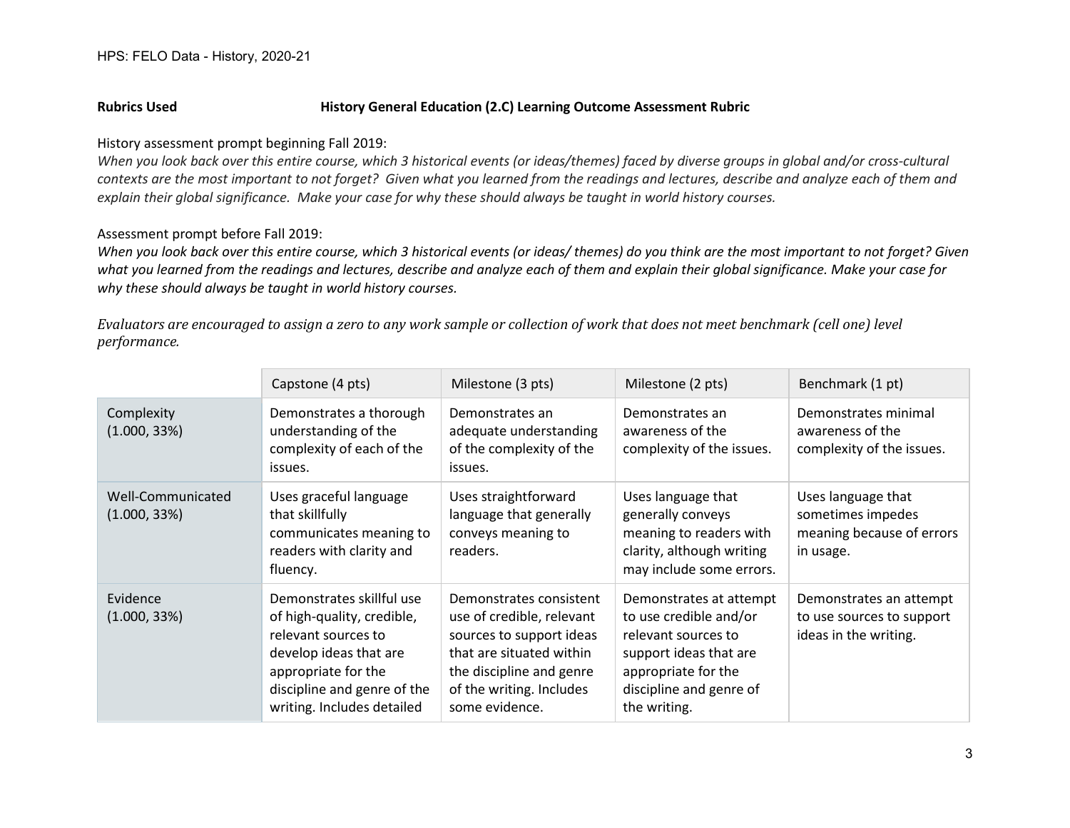**Rubrics Used** **History General Education (2.C) Learning Outcome Assessment Rubric**

History assessment prompt beginning Fall 2019:

*When you look back over this entire course, which 3 historical events (or ideas/themes) faced by diverse groups in global and/or cross-cultural contexts are the most important to not forget? Given what you learned from the readings and lectures, describe and analyze each of them and explain their global significance. Make your case for why these should always be taught in world history courses.*

Assessment prompt before Fall 2019:

*When you look back over this entire course, which 3 historical events (or ideas/ themes) do you think are the most important to not forget? Given what you learned from the readings and lectures, describe and analyze each of them and explain their global significance. Make your case for why these should always be taught in world history courses.*

*Evaluators are encouraged to assign a zero to any work sample or collection of work that does not meet benchmark (cell one) level performance.*

| | Capstone (4 pts) | Milestone (3 pts) | Milestone (2 pts) | Benchmark (1 pt) |
|---|---|---|---|---|
| Complexity (1.000, 33%) | Demonstrates a thorough understanding of the complexity of each of the issues. | Demonstrates an adequate understanding of the complexity of the issues. | Demonstrates an awareness of the complexity of the issues. | Demonstrates minimal awareness of the complexity of the issues. |
| Well-Communicated (1.000, 33%) | Uses graceful language that skillfully communicates meaning to readers with clarity and fluency. | Uses straightforward language that generally conveys meaning to readers. | Uses language that generally conveys meaning to readers with clarity, although writing may include some errors. | Uses language that sometimes impedes meaning because of errors in usage. |
| Evidence (1.000, 33%) | Demonstrates skillful use of high-quality, credible, relevant sources to develop ideas that are appropriate for the discipline and genre of the writing. Includes detailed | Demonstrates consistent use of credible, relevant sources to support ideas that are situated within the discipline and genre of the writing. Includes some evidence. | Demonstrates at attempt to use credible and/or relevant sources to support ideas that are appropriate for the discipline and genre of the writing. | Demonstrates an attempt to use sources to support ideas in the writing. |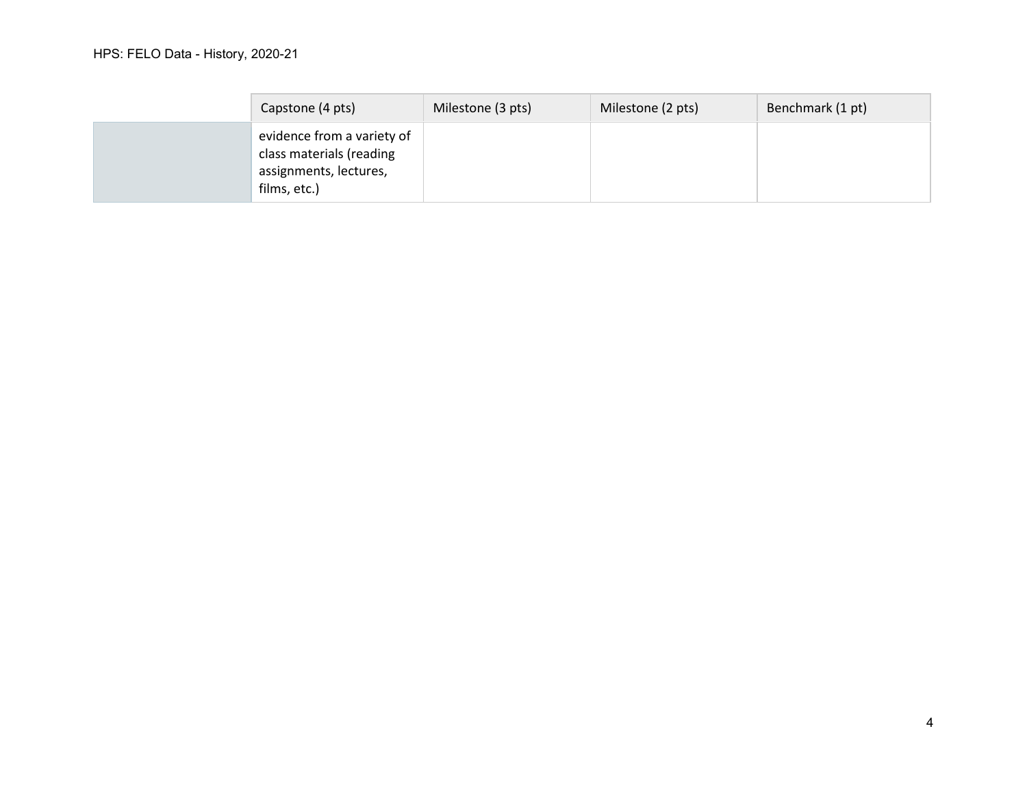| | Capstone (4 pts) | Milestone (3 pts) | Milestone (2 pts) | Benchmark (1 pt) |
|---|---|---|---|---|
| | evidence from a variety of class materials (reading assignments, lectures, films, etc.) | | | |